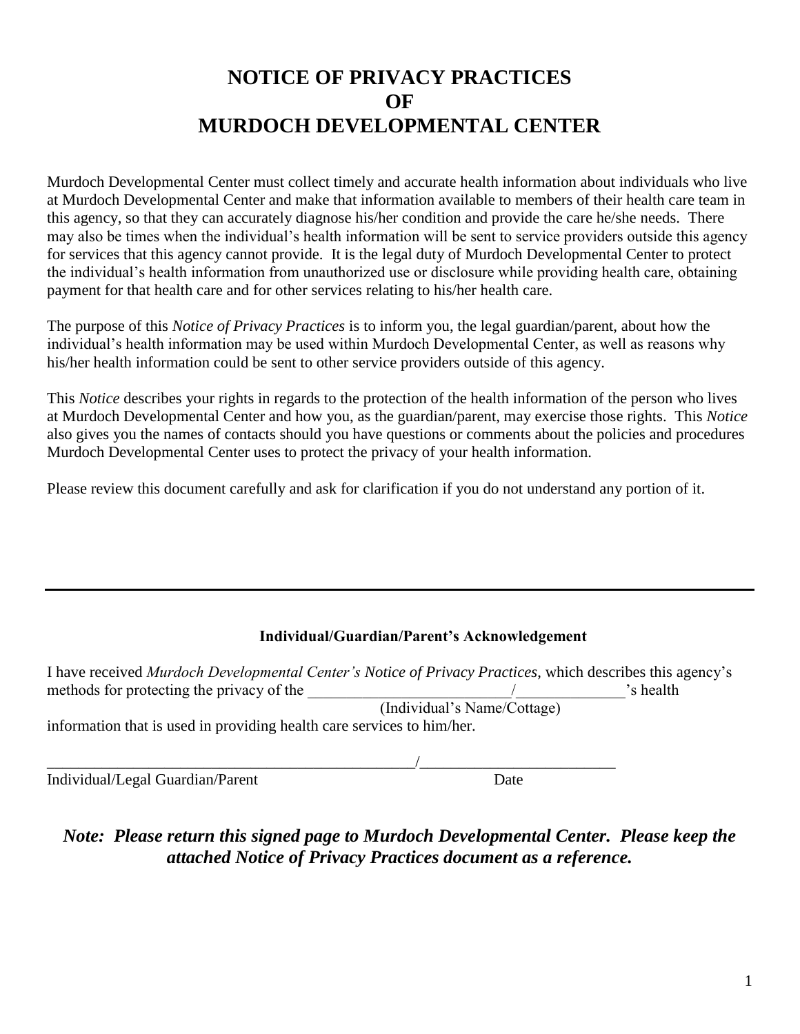# NOTICE OF PRIVACY PRACTICES
# OF
# MURDOCH DEVELOPMENTAL CENTER

Murdoch Developmental Center must collect timely and accurate health information about individuals who live at Murdoch Developmental Center and make that information available to members of their health care team in this agency, so that they can accurately diagnose his/her condition and provide the care he/she needs. There may also be times when the individual's health information will be sent to service providers outside this agency for services that this agency cannot provide. It is the legal duty of Murdoch Developmental Center to protect the individual's health information from unauthorized use or disclosure while providing health care, obtaining payment for that health care and for other services relating to his/her health care.

The purpose of this *Notice of Privacy Practices* is to inform you, the legal guardian/parent, about how the individual's health information may be used within Murdoch Developmental Center, as well as reasons why his/her health information could be sent to other service providers outside of this agency.

This *Notice* describes your rights in regards to the protection of the health information of the person who lives at Murdoch Developmental Center and how you, as the guardian/parent, may exercise those rights. This *Notice* also gives you the names of contacts should you have questions or comments about the policies and procedures Murdoch Developmental Center uses to protect the privacy of your health information.

Please review this document carefully and ask for clarification if you do not understand any portion of it.

---

**Individual/Guardian/Parent's Acknowledgement**

I have received *Murdoch Developmental Center's Notice of Privacy Practices*, which describes this agency's methods for protecting the privacy of the __________________________/______________'s health
(Individual's Name/Cottage)
information that is used in providing health care services to him/him.

__________________________________________________/_________________________
Individual/Legal Guardian/Parent Date

***Note: Please return this signed page to Murdoch Developmental Center. Please keep the attached Notice of Privacy Practices document as a reference.***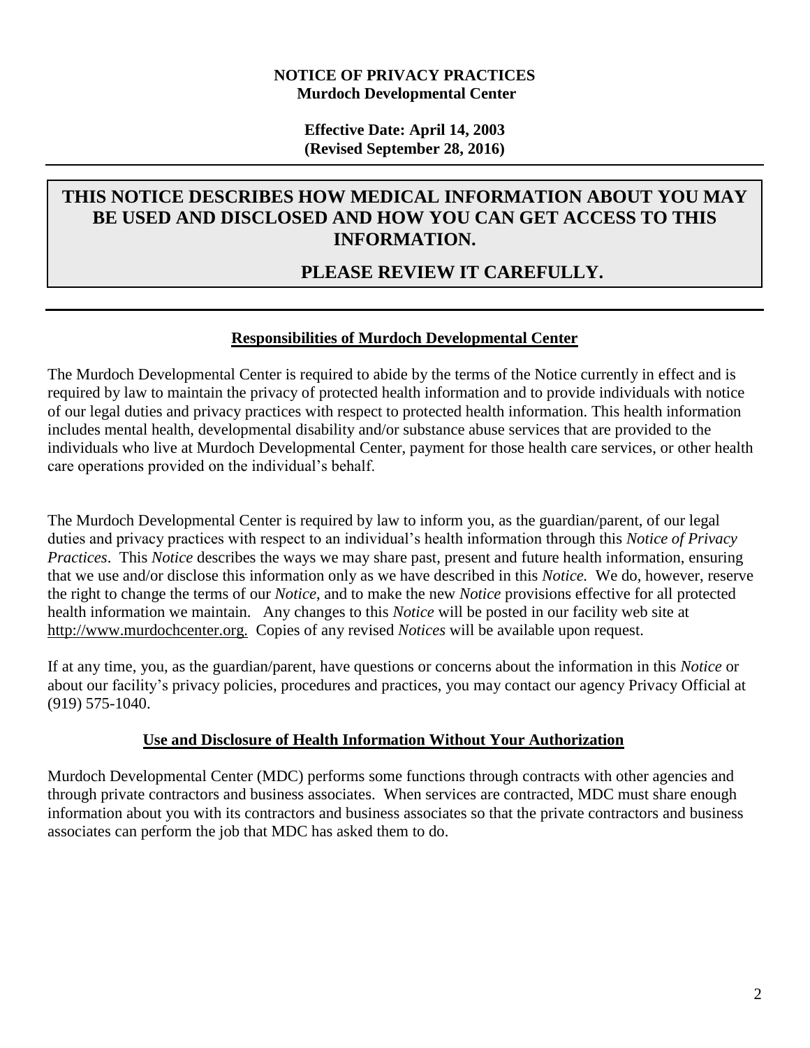**NOTICE OF PRIVACY PRACTICES**
**Murdoch Developmental Center**

**Effective Date: April 14, 2003**
**(Revised September 28, 2016)**

# THIS NOTICE DESCRIBES HOW MEDICAL INFORMATION ABOUT YOU MAY BE USED AND DISCLOSED AND HOW YOU CAN GET ACCESS TO THIS INFORMATION.

# PLEASE REVIEW IT CAREFULLY.

## Responsibilities of Murdoch Developmental Center

The Murdoch Developmental Center is required to abide by the terms of the Notice currently in effect and is required by law to maintain the privacy of protected health information and to provide individuals with notice of our legal duties and privacy practices with respect to protected health information. This health information includes mental health, developmental disability and/or substance abuse services that are provided to the individuals who live at Murdoch Developmental Center, payment for those health care services, or other health care operations provided on the individual's behalf.

The Murdoch Developmental Center is required by law to inform you, as the guardian/parent, of our legal duties and privacy practices with respect to an individual's health information through this *Notice of Privacy Practices*. This *Notice* describes the ways we may share past, present and future health information, ensuring that we use and/or disclose this information only as we have described in this *Notice.* We do, however, reserve the right to change the terms of our *Notice*, and to make the new *Notice* provisions effective for all protected health information we maintain. Any changes to this *Notice* will be posted in our facility web site at http://www.murdochcenter.org. Copies of any revised *Notices* will be available upon request.

If at any time, you, as the guardian/parent, have questions or concerns about the information in this *Notice* or about our facility's privacy policies, procedures and practices, you may contact our agency Privacy Official at (919) 575-1040.

## Use and Disclosure of Health Information Without Your Authorization

Murdoch Developmental Center (MDC) performs some functions through contracts with other agencies and through private contractors and business associates. When services are contracted, MDC must share enough information about you with its contractors and business associates so that the private contractors and business associates can perform the job that MDC has asked them to do.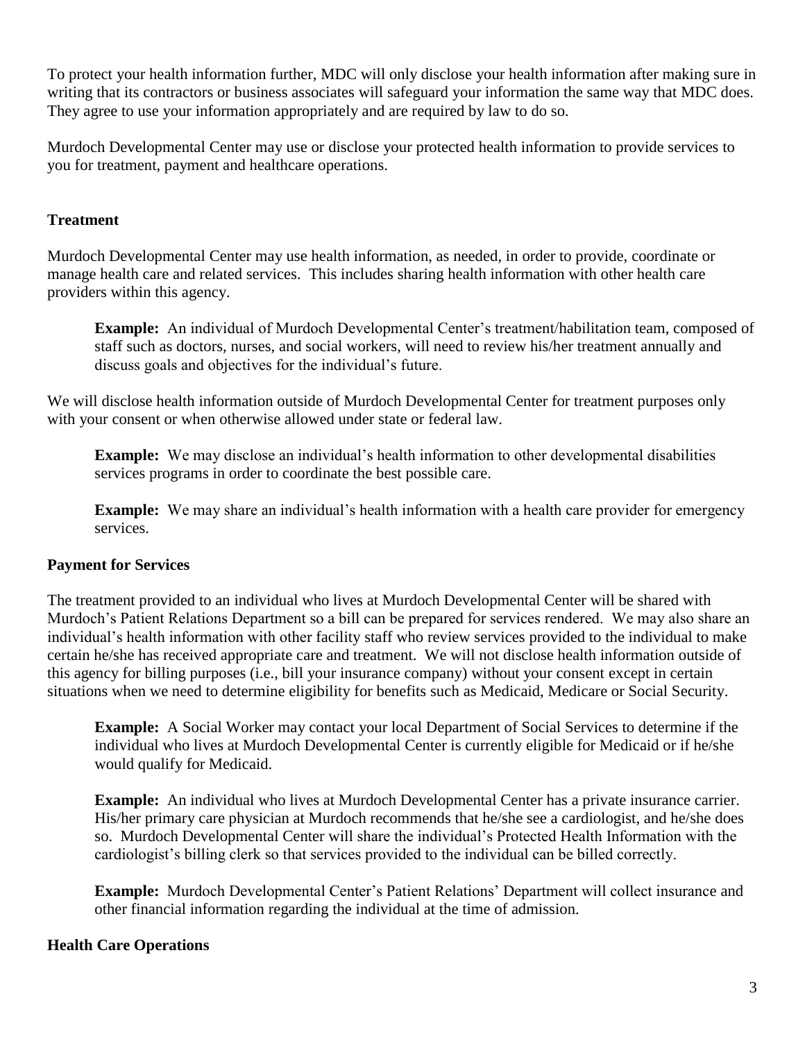To protect your health information further, MDC will only disclose your health information after making sure in writing that its contractors or business associates will safeguard your information the same way that MDC does. They agree to use your information appropriately and are required by law to do so.

Murdoch Developmental Center may use or disclose your protected health information to provide services to you for treatment, payment and healthcare operations.

### Treatment

Murdoch Developmental Center may use health information, as needed, in order to provide, coordinate or manage health care and related services. This includes sharing health information with other health care providers within this agency.

> **Example:** An individual of Murdoch Developmental Center's treatment/habilitation team, composed of staff such as doctors, nurses, and social workers, will need to review his/her treatment annually and discuss goals and objectives for the individual's future.

We will disclose health information outside of Murdoch Developmental Center for treatment purposes only with your consent or when otherwise allowed under state or federal law.

> **Example:** We may disclose an individual's health information to other developmental disabilities services programs in order to coordinate the best possible care.

> **Example:** We may share an individual's health information with a health care provider for emergency services.

### Payment for Services

The treatment provided to an individual who lives at Murdoch Developmental Center will be shared with Murdoch's Patient Relations Department so a bill can be prepared for services rendered. We may also share an individual's health information with other facility staff who review services provided to the individual to make certain he/she has received appropriate care and treatment. We will not disclose health information outside of this agency for billing purposes (i.e., bill your insurance company) without your consent except in certain situations when we need to determine eligibility for benefits such as Medicaid, Medicare or Social Security.

> **Example:** A Social Worker may contact your local Department of Social Services to determine if the individual who lives at Murdoch Developmental Center is currently eligible for Medicaid or if he/she would qualify for Medicaid.

> **Example:** An individual who lives at Murdoch Developmental Center has a private insurance carrier. His/her primary care physician at Murdoch recommends that he/she see a cardiologist, and he/she does so. Murdoch Developmental Center will share the individual's Protected Health Information with the cardiologist's billing clerk so that services provided to the individual can be billed correctly.

> **Example:** Murdoch Developmental Center's Patient Relations' Department will collect insurance and other financial information regarding the individual at the time of admission.

### Health Care Operations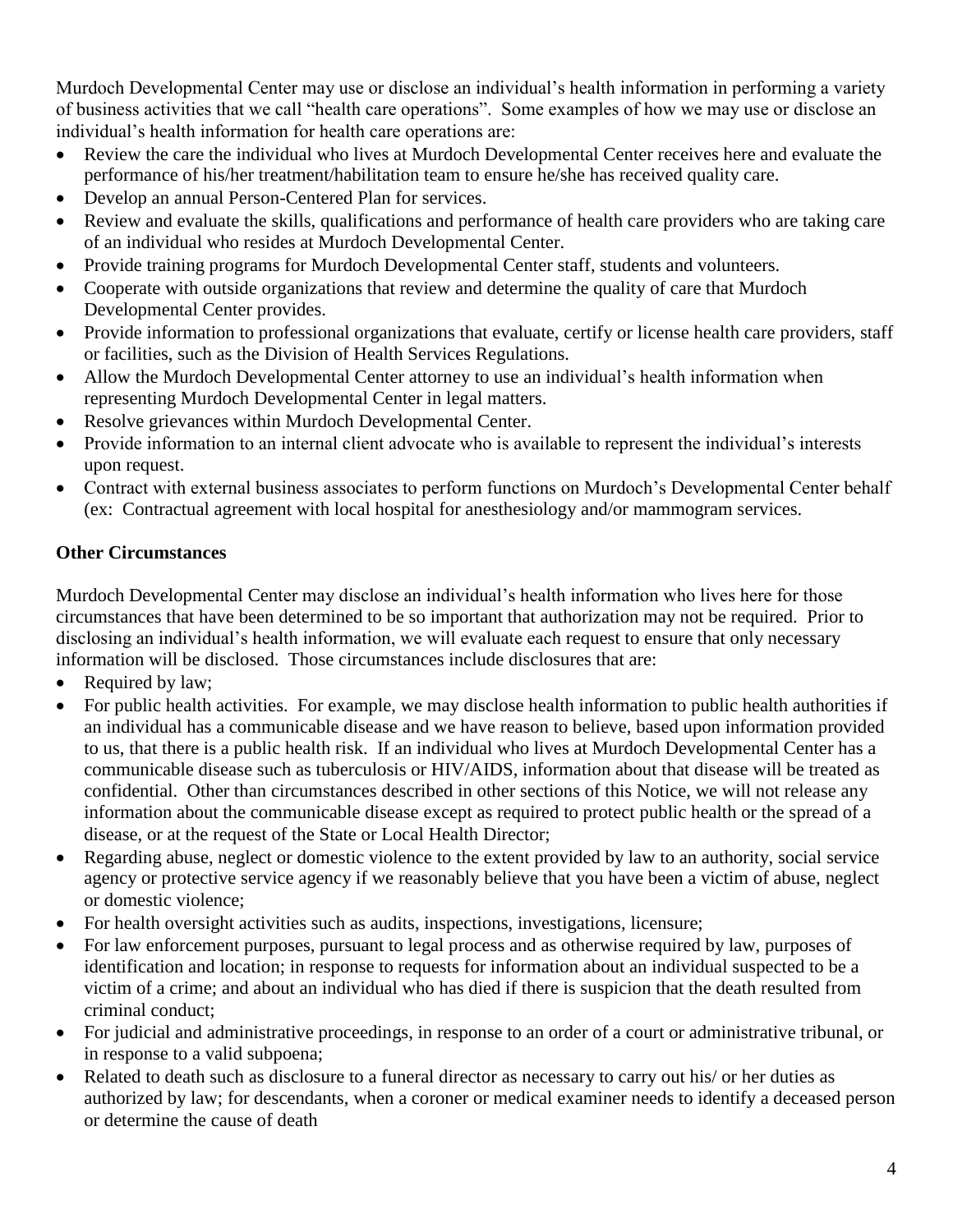Murdoch Developmental Center may use or disclose an individual's health information in performing a variety of business activities that we call "health care operations". Some examples of how we may use or disclose an individual's health information for health care operations are:

- Review the care the individual who lives at Murdoch Developmental Center receives here and evaluate the performance of his/her treatment/habilitation team to ensure he/she has received quality care.
- Develop an annual Person-Centered Plan for services.
- Review and evaluate the skills, qualifications and performance of health care providers who are taking care of an individual who resides at Murdoch Developmental Center.
- Provide training programs for Murdoch Developmental Center staff, students and volunteers.
- Cooperate with outside organizations that review and determine the quality of care that Murdoch Developmental Center provides.
- Provide information to professional organizations that evaluate, certify or license health care providers, staff or facilities, such as the Division of Health Services Regulations.
- Allow the Murdoch Developmental Center attorney to use an individual's health information when representing Murdoch Developmental Center in legal matters.
- Resolve grievances within Murdoch Developmental Center.
- Provide information to an internal client advocate who is available to represent the individual's interests upon request.
- Contract with external business associates to perform functions on Murdoch's Developmental Center behalf (ex: Contractual agreement with local hospital for anesthesiology and/or mammogram services.

**Other Circumstances**

Murdoch Developmental Center may disclose an individual's health information who lives here for those circumstances that have been determined to be so important that authorization may not be required. Prior to disclosing an individual's health information, we will evaluate each request to ensure that only necessary information will be disclosed. Those circumstances include disclosures that are:

- Required by law;
- For public health activities. For example, we may disclose health information to public health authorities if an individual has a communicable disease and we have reason to believe, based upon information provided to us, that there is a public health risk. If an individual who lives at Murdoch Developmental Center has a communicable disease such as tuberculosis or HIV/AIDS, information about that disease will be treated as confidential. Other than circumstances described in other sections of this Notice, we will not release any information about the communicable disease except as required to protect public health or the spread of a disease, or at the request of the State or Local Health Director;
- Regarding abuse, neglect or domestic violence to the extent provided by law to an authority, social service agency or protective service agency if we reasonably believe that you have been a victim of abuse, neglect or domestic violence;
- For health oversight activities such as audits, inspections, investigations, licensure;
- For law enforcement purposes, pursuant to legal process and as otherwise required by law, purposes of identification and location; in response to requests for information about an individual suspected to be a victim of a crime; and about an individual who has died if there is suspicion that the death resulted from criminal conduct;
- For judicial and administrative proceedings, in response to an order of a court or administrative tribunal, or in response to a valid subpoena;
- Related to death such as disclosure to a funeral director as necessary to carry out his/ or her duties as authorized by law; for descendants, when a coroner or medical examiner needs to identify a deceased person or determine the cause of death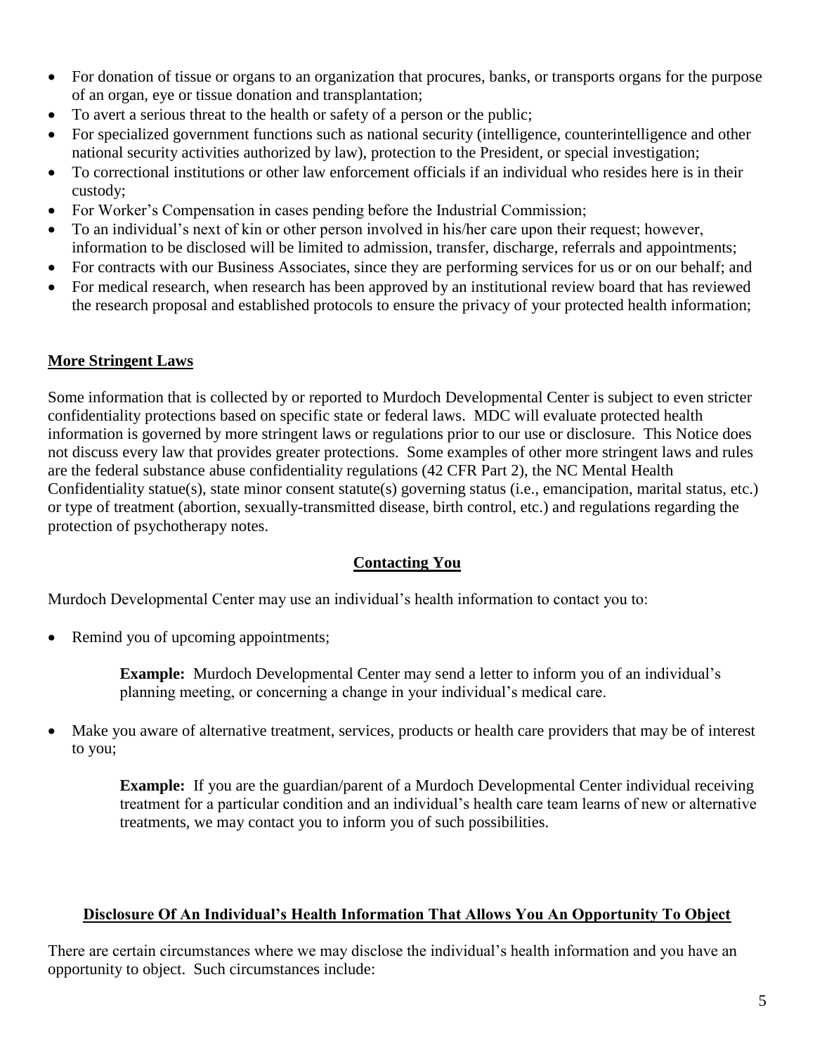- For donation of tissue or organs to an organization that procures, banks, or transports organs for the purpose of an organ, eye or tissue donation and transplantation;
- To avert a serious threat to the health or safety of a person or the public;
- For specialized government functions such as national security (intelligence, counterintelligence and other national security activities authorized by law), protection to the President, or special investigation;
- To correctional institutions or other law enforcement officials if an individual who resides here is in their custody;
- For Worker's Compensation in cases pending before the Industrial Commission;
- To an individual's next of kin or other person involved in his/her care upon their request; however, information to be disclosed will be limited to admission, transfer, discharge, referrals and appointments;
- For contracts with our Business Associates, since they are performing services for us or on our behalf; and
- For medical research, when research has been approved by an institutional review board that has reviewed the research proposal and established protocols to ensure the privacy of your protected health information;

## More Stringent Laws

Some information that is collected by or reported to Murdoch Developmental Center is subject to even stricter confidentiality protections based on specific state or federal laws. MDC will evaluate protected health information is governed by more stringent laws or regulations prior to our use or disclosure. This Notice does not discuss every law that provides greater protections. Some examples of other more stringent laws and rules are the federal substance abuse confidentiality regulations (42 CFR Part 2), the NC Mental Health Confidentiality statue(s), state minor consent statute(s) governing status (i.e., emancipation, marital status, etc.) or type of treatment (abortion, sexually-transmitted disease, birth control, etc.) and regulations regarding the protection of psychotherapy notes.

## Contacting You

Murdoch Developmental Center may use an individual's health information to contact you to:

- Remind you of upcoming appointments;

  **Example:** Murdoch Developmental Center may send a letter to inform you of an individual's planning meeting, or concerning a change in your individual's medical care.

- Make you aware of alternative treatment, services, products or health care providers that may be of interest to you;

  **Example:** If you are the guardian/parent of a Murdoch Developmental Center individual receiving treatment for a particular condition and an individual's health care team learns of new or alternative treatments, we may contact you to inform you of such possibilities.

## Disclosure Of An Individual's Health Information That Allows You An Opportunity To Object

There are certain circumstances where we may disclose the individual's health information and you have an opportunity to object. Such circumstances include: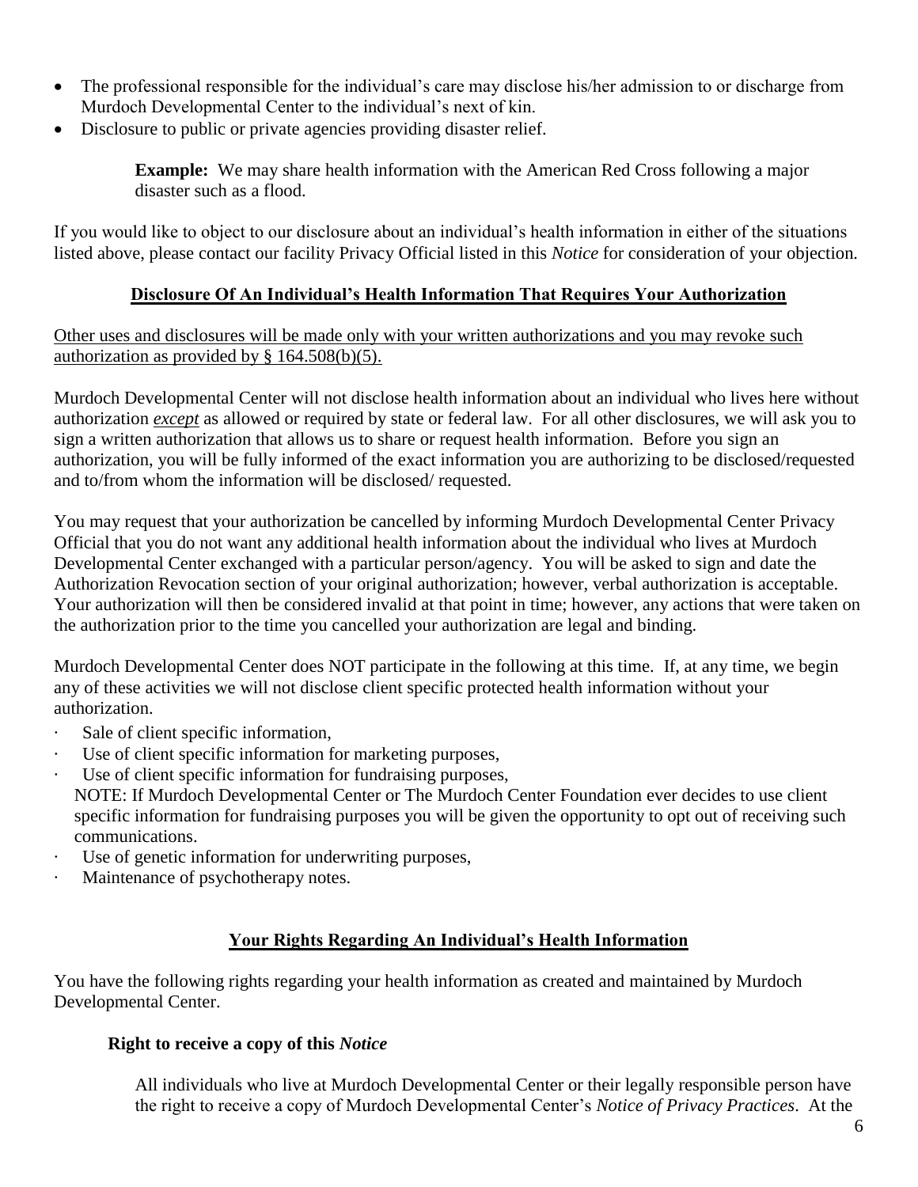- The professional responsible for the individual's care may disclose his/her admission to or discharge from Murdoch Developmental Center to the individual's next of kin.
- Disclosure to public or private agencies providing disaster relief.

> **Example:** We may share health information with the American Red Cross following a major disaster such as a flood.

If you would like to object to our disclosure about an individual's health information in either of the situations listed above, please contact our facility Privacy Official listed in this *Notice* for consideration of your objection.

## Disclosure Of An Individual's Health Information That Requires Your Authorization

<u>Other uses and disclosures will be made only with your written authorizations and you may revoke such authorization as provided by § 164.508(b)(5).</u>

Murdoch Developmental Center will not disclose health information about an individual who lives here without authorization ***except*** as allowed or required by state or federal law. For all other disclosures, we will ask you to sign a written authorization that allows us to share or request health information. Before you sign an authorization, you will be fully informed of the exact information you are authorizing to be disclosed/requested and to/from whom the information will be disclosed/ requested.

You may request that your authorization be cancelled by informing Murdoch Developmental Center Privacy Official that you do not want any additional health information about the individual who lives at Murdoch Developmental Center exchanged with a particular person/agency. You will be asked to sign and date the Authorization Revocation section of your original authorization; however, verbal authorization is acceptable. Your authorization will then be considered invalid at that point in time; however, any actions that were taken on the authorization prior to the time you cancelled your authorization are legal and binding.

Murdoch Developmental Center does NOT participate in the following at this time. If, at any time, we begin any of these activities we will not disclose client specific protected health information without your authorization.

- Sale of client specific information,
- Use of client specific information for marketing purposes,
- Use of client specific information for fundraising purposes,
  NOTE: If Murdoch Developmental Center or The Murdoch Center Foundation ever decides to use client specific information for fundraising purposes you will be given the opportunity to opt out of receiving such communications.
- Use of genetic information for underwriting purposes,
- Maintenance of psychotherapy notes.

## Your Rights Regarding An Individual's Health Information

You have the following rights regarding your health information as created and maintained by Murdoch Developmental Center.

### Right to receive a copy of this *Notice*

All individuals who live at Murdoch Developmental Center or their legally responsible person have the right to receive a copy of Murdoch Developmental Center's *Notice of Privacy Practices*. At the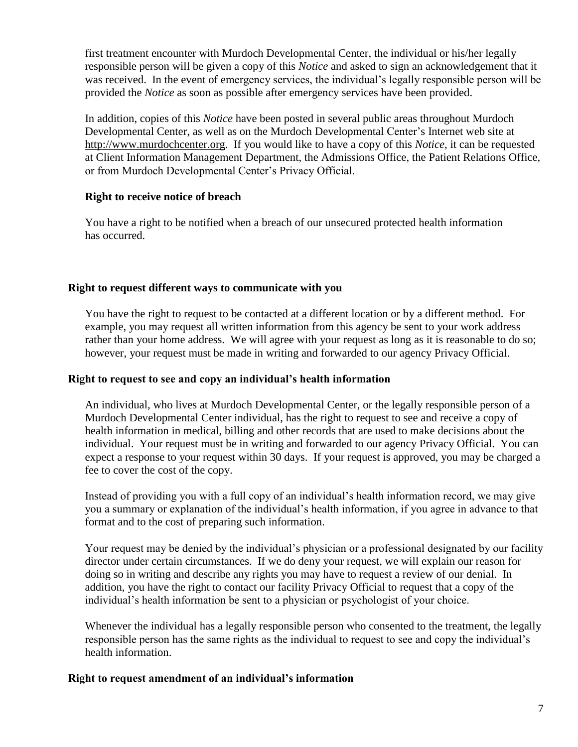first treatment encounter with Murdoch Developmental Center, the individual or his/her legally responsible person will be given a copy of this *Notice* and asked to sign an acknowledgement that it was received. In the event of emergency services, the individual's legally responsible person will be provided the *Notice* as soon as possible after emergency services have been provided.

In addition, copies of this *Notice* have been posted in several public areas throughout Murdoch Developmental Center, as well as on the Murdoch Developmental Center's Internet web site at http://www.murdochcenter.org. If you would like to have a copy of this *Notice*, it can be requested at Client Information Management Department, the Admissions Office, the Patient Relations Office, or from Murdoch Developmental Center's Privacy Official.

**Right to receive notice of breach**

You have a right to be notified when a breach of our unsecured protected health information has occurred.

**Right to request different ways to communicate with you**

You have the right to request to be contacted at a different location or by a different method. For example, you may request all written information from this agency be sent to your work address rather than your home address. We will agree with your request as long as it is reasonable to do so; however, your request must be made in writing and forwarded to our agency Privacy Official.

**Right to request to see and copy an individual's health information**

An individual, who lives at Murdoch Developmental Center, or the legally responsible person of a Murdoch Developmental Center individual, has the right to request to see and receive a copy of health information in medical, billing and other records that are used to make decisions about the individual. Your request must be in writing and forwarded to our agency Privacy Official. You can expect a response to your request within 30 days. If your request is approved, you may be charged a fee to cover the cost of the copy.

Instead of providing you with a full copy of an individual's health information record, we may give you a summary or explanation of the individual's health information, if you agree in advance to that format and to the cost of preparing such information.

Your request may be denied by the individual's physician or a professional designated by our facility director under certain circumstances. If we do deny your request, we will explain our reason for doing so in writing and describe any rights you may have to request a review of our denial. In addition, you have the right to contact our facility Privacy Official to request that a copy of the individual's health information be sent to a physician or psychologist of your choice.

Whenever the individual has a legally responsible person who consented to the treatment, the legally responsible person has the same rights as the individual to request to see and copy the individual's health information.

**Right to request amendment of an individual's information**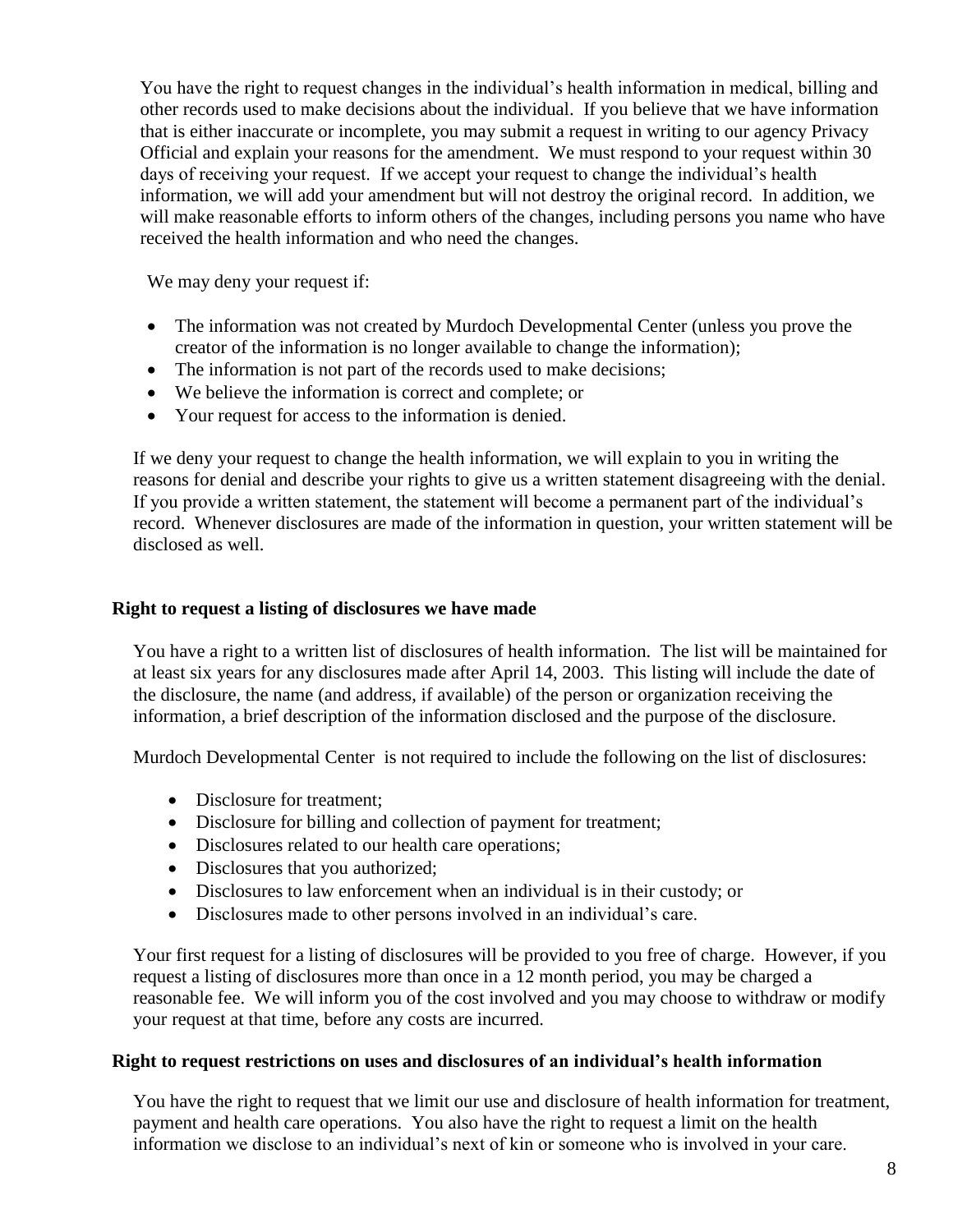You have the right to request changes in the individual's health information in medical, billing and other records used to make decisions about the individual. If you believe that we have information that is either inaccurate or incomplete, you may submit a request in writing to our agency Privacy Official and explain your reasons for the amendment. We must respond to your request within 30 days of receiving your request. If we accept your request to change the individual's health information, we will add your amendment but will not destroy the original record. In addition, we will make reasonable efforts to inform others of the changes, including persons you name who have received the health information and who need the changes.

We may deny your request if:

- The information was not created by Murdoch Developmental Center (unless you prove the creator of the information is no longer available to change the information);
- The information is not part of the records used to make decisions;
- We believe the information is correct and complete; or
- Your request for access to the information is denied.

If we deny your request to change the health information, we will explain to you in writing the reasons for denial and describe your rights to give us a written statement disagreeing with the denial. If you provide a written statement, the statement will become a permanent part of the individual's record. Whenever disclosures are made of the information in question, your written statement will be disclosed as well.

**Right to request a listing of disclosures we have made**

You have a right to a written list of disclosures of health information. The list will be maintained for at least six years for any disclosures made after April 14, 2003. This listing will include the date of the disclosure, the name (and address, if available) of the person or organization receiving the information, a brief description of the information disclosed and the purpose of the disclosure.

Murdoch Developmental Center is not required to include the following on the list of disclosures:

- Disclosure for treatment;
- Disclosure for billing and collection of payment for treatment;
- Disclosures related to our health care operations;
- Disclosures that you authorized;
- Disclosures to law enforcement when an individual is in their custody; or
- Disclosures made to other persons involved in an individual's care.

Your first request for a listing of disclosures will be provided to you free of charge. However, if you request a listing of disclosures more than once in a 12 month period, you may be charged a reasonable fee. We will inform you of the cost involved and you may choose to withdraw or modify your request at that time, before any costs are incurred.

**Right to request restrictions on uses and disclosures of an individual's health information**

You have the right to request that we limit our use and disclosure of health information for treatment, payment and health care operations. You also have the right to request a limit on the health information we disclose to an individual's next of kin or someone who is involved in your care.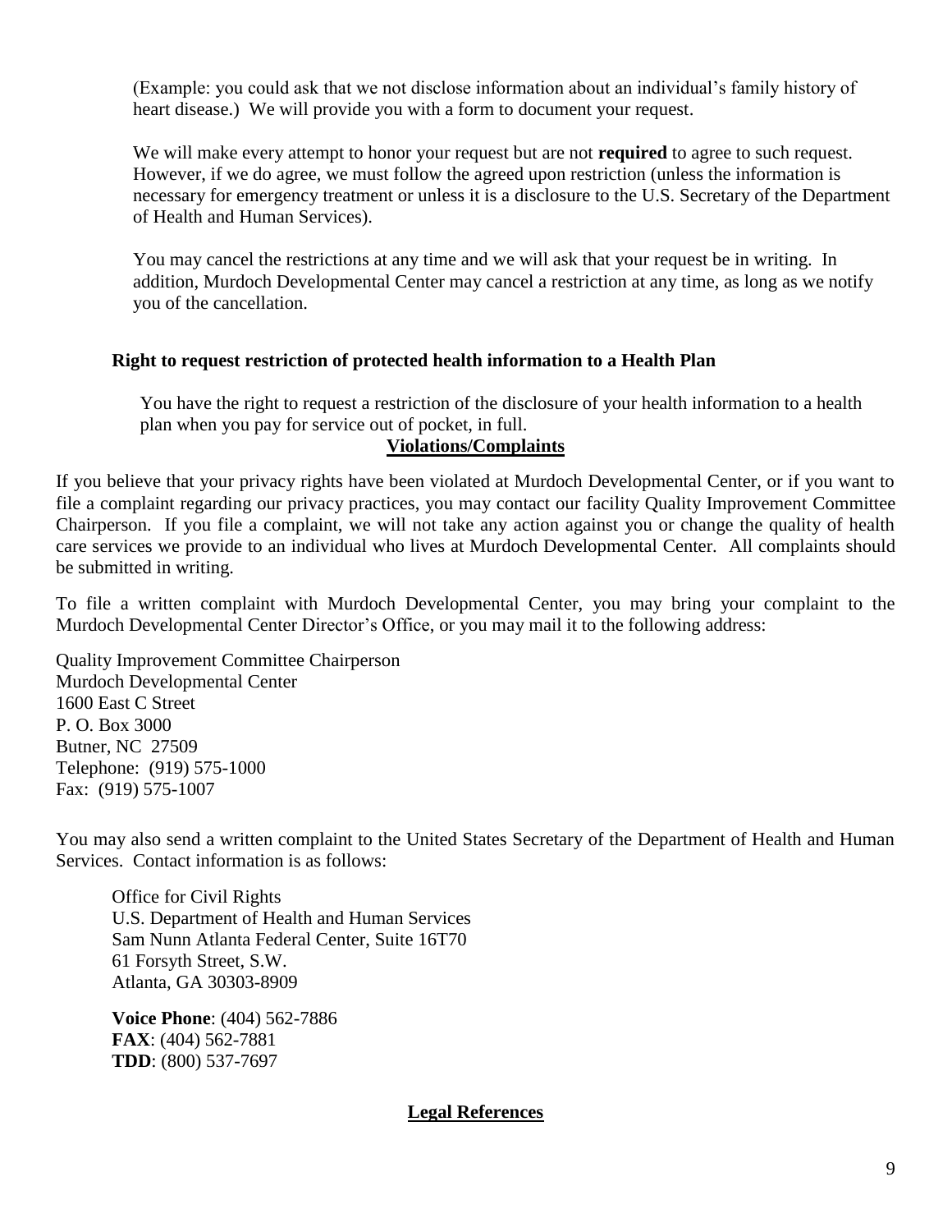(Example: you could ask that we not disclose information about an individual's family history of heart disease.) We will provide you with a form to document your request.

We will make every attempt to honor your request but are not **required** to agree to such request. However, if we do agree, we must follow the agreed upon restriction (unless the information is necessary for emergency treatment or unless it is a disclosure to the U.S. Secretary of the Department of Health and Human Services).

You may cancel the restrictions at any time and we will ask that your request be in writing. In addition, Murdoch Developmental Center may cancel a restriction at any time, as long as we notify you of the cancellation.

**Right to request restriction of protected health information to a Health Plan**

You have the right to request a restriction of the disclosure of your health information to a health plan when you pay for service out of pocket, in full.

## Violations/Complaints

If you believe that your privacy rights have been violated at Murdoch Developmental Center, or if you want to file a complaint regarding our privacy practices, you may contact our facility Quality Improvement Committee Chairperson. If you file a complaint, we will not take any action against you or change the quality of health care services we provide to an individual who lives at Murdoch Developmental Center. All complaints should be submitted in writing.

To file a written complaint with Murdoch Developmental Center, you may bring your complaint to the Murdoch Developmental Center Director's Office, or you may mail it to the following address:

Quality Improvement Committee Chairperson
Murdoch Developmental Center
1600 East C Street
P. O. Box 3000
Butner, NC 27509
Telephone: (919) 575-1000
Fax: (919) 575-1007

You may also send a written complaint to the United States Secretary of the Department of Health and Human Services. Contact information is as follows:

Office for Civil Rights
U.S. Department of Health and Human Services
Sam Nunn Atlanta Federal Center, Suite 16T70
61 Forsyth Street, S.W.
Atlanta, GA 30303-8909

**Voice Phone**: (404) 562-7886
**FAX**: (404) 562-7881
**TDD**: (800) 537-7697

## Legal References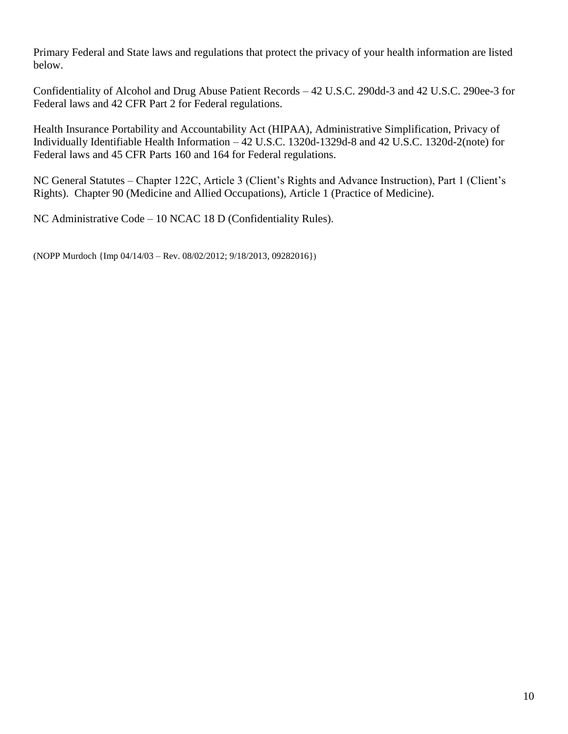Primary Federal and State laws and regulations that protect the privacy of your health information are listed below.

Confidentiality of Alcohol and Drug Abuse Patient Records – 42 U.S.C. 290dd-3 and 42 U.S.C. 290ee-3 for Federal laws and 42 CFR Part 2 for Federal regulations.

Health Insurance Portability and Accountability Act (HIPAA), Administrative Simplification, Privacy of Individually Identifiable Health Information – 42 U.S.C. 1320d-1329d-8 and 42 U.S.C. 1320d-2(note) for Federal laws and 45 CFR Parts 160 and 164 for Federal regulations.

NC General Statutes – Chapter 122C, Article 3 (Client's Rights and Advance Instruction), Part 1 (Client's Rights). Chapter 90 (Medicine and Allied Occupations), Article 1 (Practice of Medicine).

NC Administrative Code – 10 NCAC 18 D (Confidentiality Rules).

(NOPP Murdoch {Imp 04/14/03 – Rev. 08/02/2012; 9/18/2013, 09282016})